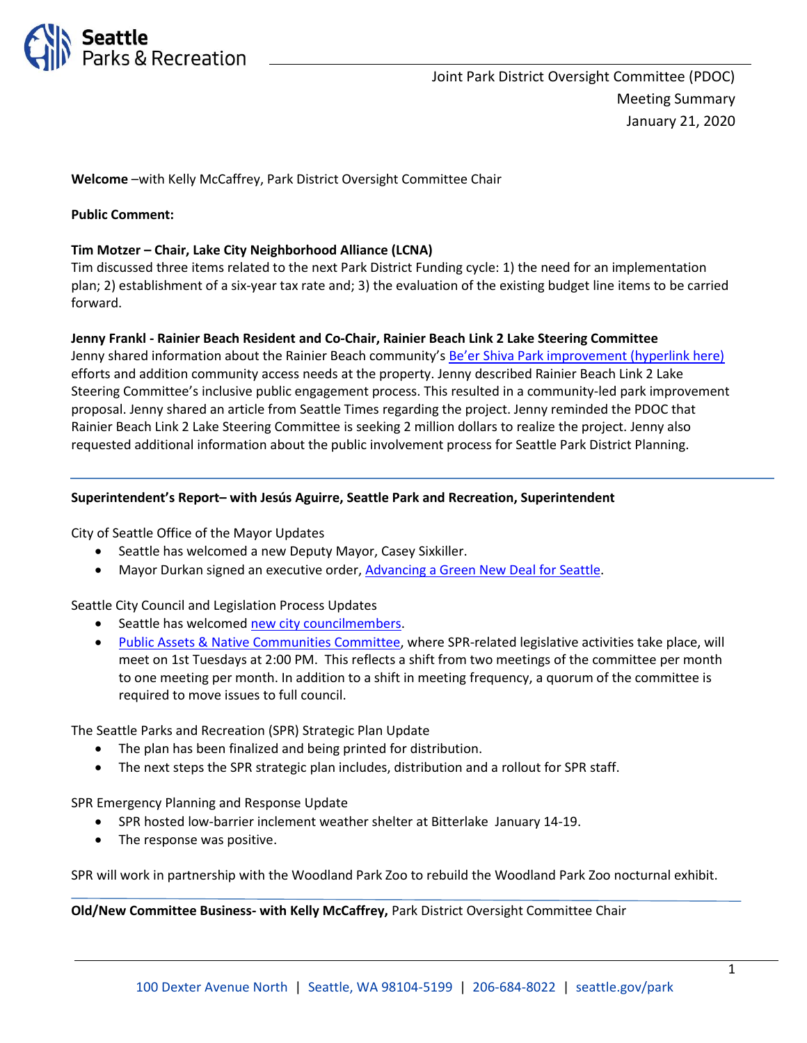Joint Park District Oversight Committee (PDOC)
Meeting Summary
January 21, 2020

**Welcome** –with Kelly McCaffrey, Park District Oversight Committee Chair

**Public Comment:**

**Tim Motzer – Chair, Lake City Neighborhood Alliance (LCNA)**
Tim discussed three items related to the next Park District Funding cycle: 1) the need for an implementation plan; 2) establishment of a six-year tax rate and; 3) the evaluation of the existing budget line items to be carried forward.

**Jenny Frankl - Rainier Beach Resident and Co-Chair, Rainier Beach Link 2 Lake Steering Committee**
Jenny shared information about the Rainier Beach community's Be'er Shiva Park improvement (hyperlink here) efforts and addition community access needs at the property. Jenny described Rainier Beach Link 2 Lake Steering Committee's inclusive public engagement process. This resulted in a community-led park improvement proposal. Jenny shared an article from Seattle Times regarding the project. Jenny reminded the PDOC that Rainier Beach Link 2 Lake Steering Committee is seeking 2 million dollars to realize the project. Jenny also requested additional information about the public involvement process for Seattle Park District Planning.

---

**Superintendent's Report– with Jesús Aguirre, Seattle Park and Recreation, Superintendent**

City of Seattle Office of the Mayor Updates

- Seattle has welcomed a new Deputy Mayor, Casey Sixkiller.
- Mayor Durkan signed an executive order, Advancing a Green New Deal for Seattle.

Seattle City Council and Legislation Process Updates

- Seattle has welcomed new city councilmembers.
- Public Assets & Native Communities Committee, where SPR-related legislative activities take place, will meet on 1st Tuesdays at 2:00 PM. This reflects a shift from two meetings of the committee per month to one meeting per month. In addition to a shift in meeting frequency, a quorum of the committee is required to move issues to full council.

The Seattle Parks and Recreation (SPR) Strategic Plan Update

- The plan has been finalized and being printed for distribution.
- The next steps the SPR strategic plan includes, distribution and a rollout for SPR staff.

SPR Emergency Planning and Response Update

- SPR hosted low-barrier inclement weather shelter at Bitterlake January 14-19.
- The response was positive.

SPR will work in partnership with the Woodland Park Zoo to rebuild the Woodland Park Zoo nocturnal exhibit.

---

**Old/New Committee Business- with Kelly McCaffrey,** Park District Oversight Committee Chair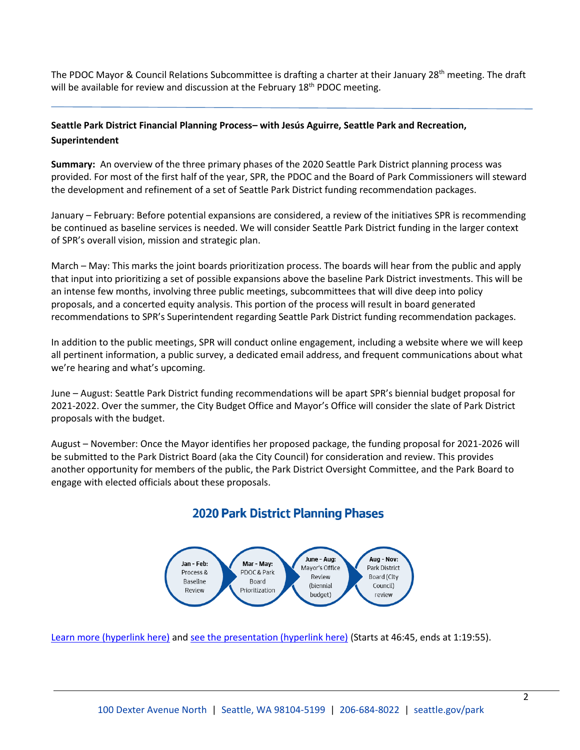The PDOC Mayor & Council Relations Subcommittee is drafting a charter at their January 28th meeting. The draft will be available for review and discussion at the February 18th PDOC meeting.

---

**Seattle Park District Financial Planning Process– with Jesús Aguirre, Seattle Park and Recreation, Superintendent**

**Summary:** An overview of the three primary phases of the 2020 Seattle Park District planning process was provided. For most of the first half of the year, SPR, the PDOC and the Board of Park Commissioners will steward the development and refinement of a set of Seattle Park District funding recommendation packages.

January – February: Before potential expansions are considered, a review of the initiatives SPR is recommending be continued as baseline services is needed. We will consider Seattle Park District funding in the larger context of SPR's overall vision, mission and strategic plan.

March – May: This marks the joint boards prioritization process. The boards will hear from the public and apply that input into prioritizing a set of possible expansions above the baseline Park District investments. This will be an intense few months, involving three public meetings, subcommittees that will dive deep into policy proposals, and a concerted equity analysis. This portion of the process will result in board generated recommendations to SPR's Superintendent regarding Seattle Park District funding recommendation packages.

In addition to the public meetings, SPR will conduct online engagement, including a website where we will keep all pertinent information, a public survey, a dedicated email address, and frequent communications about what we're hearing and what's upcoming.

June – August: Seattle Park District funding recommendations will be apart SPR's biennial budget proposal for 2021-2022. Over the summer, the City Budget Office and Mayor's Office will consider the slate of Park District proposals with the budget.

August – November: Once the Mayor identifies her proposed package, the funding proposal for 2021-2026 will be submitted to the Park District Board (aka the City Council) for consideration and review. This provides another opportunity for members of the public, the Park District Oversight Committee, and the Park Board to engage with elected officials about these proposals.

## 2020 Park District Planning Phases

**Jan - Feb:** Process & Baseline Review → **Mar - May:** PDOC & Park Board Prioritization → **June - Aug:** Mayor's Office Review (biennial budget) → **Aug - Nov:** Park District Board (City Council) review

Learn more (hyperlink here) and see the presentation (hyperlink here) (Starts at 46:45, ends at 1:19:55).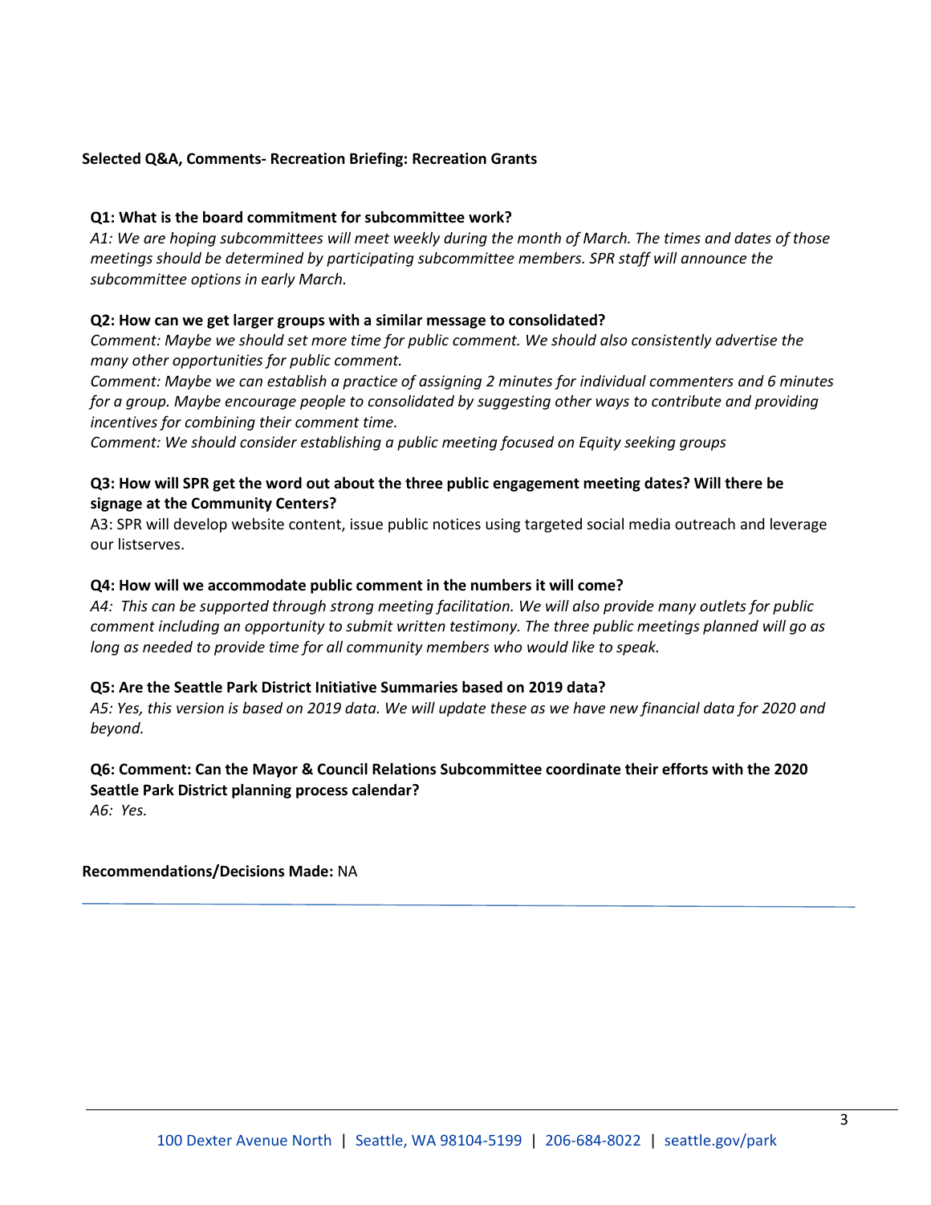**Selected Q&A, Comments- Recreation Briefing: Recreation Grants**

**Q1: What is the board commitment for subcommittee work?**
*A1: We are hoping subcommittees will meet weekly during the month of March. The times and dates of those meetings should be determined by participating subcommittee members. SPR staff will announce the subcommittee options in early March.*

**Q2: How can we get larger groups with a similar message to consolidated?**
*Comment: Maybe we should set more time for public comment. We should also consistently advertise the many other opportunities for public comment.*
*Comment: Maybe we can establish a practice of assigning 2 minutes for individual commenters and 6 minutes for a group. Maybe encourage people to consolidated by suggesting other ways to contribute and providing incentives for combining their comment time.*
*Comment: We should consider establishing a public meeting focused on Equity seeking groups*

**Q3: How will SPR get the word out about the three public engagement meeting dates? Will there be signage at the Community Centers?**
A3: SPR will develop website content, issue public notices using targeted social media outreach and leverage our listserves.

**Q4: How will we accommodate public comment in the numbers it will come?**
*A4: This can be supported through strong meeting facilitation. We will also provide many outlets for public comment including an opportunity to submit written testimony. The three public meetings planned will go as long as needed to provide time for all community members who would like to speak.*

**Q5: Are the Seattle Park District Initiative Summaries based on 2019 data?**
*A5: Yes, this version is based on 2019 data. We will update these as we have new financial data for 2020 and beyond.*

**Q6: Comment: Can the Mayor & Council Relations Subcommittee coordinate their efforts with the 2020 Seattle Park District planning process calendar?**
*A6: Yes.*

**Recommendations/Decisions Made:** NA